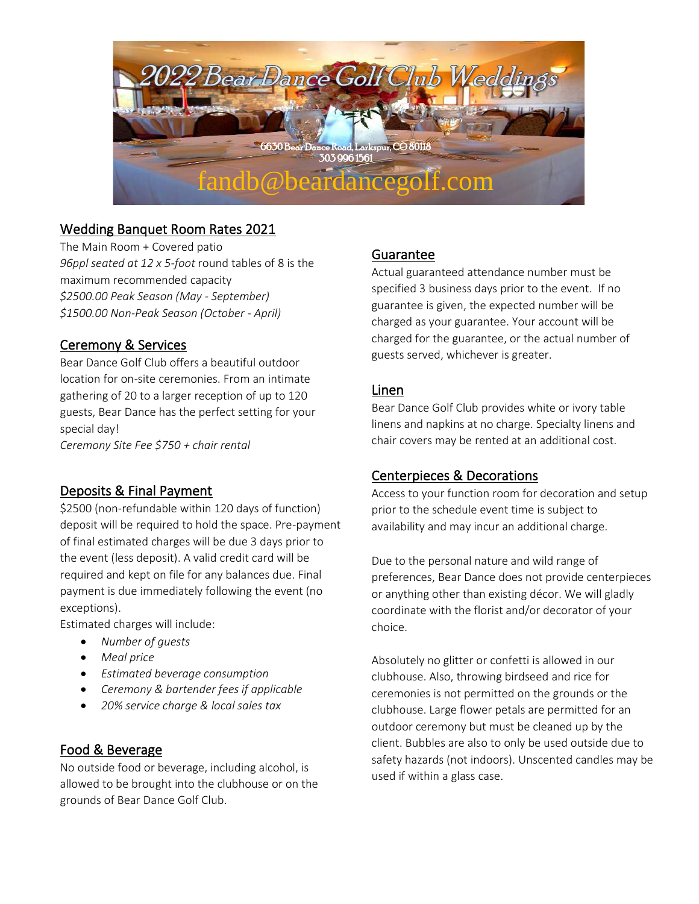# 2022 Bear Dance Golf Club Weddings

6630 Bear Dance Road, Larkspur, CO 80118
303 996 1561
fandb@beardancegolf.com

## Wedding Banquet Room Rates 2021

The Main Room + Covered patio
*96ppl seated at 12 x 5-foot* round tables of 8 is the maximum recommended capacity
*$2500.00 Peak Season (May - September)*
*$1500.00 Non-Peak Season (October - April)*

## Ceremony & Services

Bear Dance Golf Club offers a beautiful outdoor location for on-site ceremonies. From an intimate gathering of 20 to a larger reception of up to 120 guests, Bear Dance has the perfect setting for your special day!
*Ceremony Site Fee $750 + chair rental*

## Deposits & Final Payment

$2500 (non-refundable within 120 days of function) deposit will be required to hold the space. Pre-payment of final estimated charges will be due 3 days prior to the event (less deposit). A valid credit card will be required and kept on file for any balances due. Final payment is due immediately following the event (no exceptions).
Estimated charges will include:

- *Number of guests*
- *Meal price*
- *Estimated beverage consumption*
- *Ceremony & bartender fees if applicable*
- *20% service charge & local sales tax*

## Food & Beverage

No outside food or beverage, including alcohol, is allowed to be brought into the clubhouse or on the grounds of Bear Dance Golf Club.

## Guarantee

Actual guaranteed attendance number must be specified 3 business days prior to the event. If no guarantee is given, the expected number will be charged as your guarantee. Your account will be charged for the guarantee, or the actual number of guests served, whichever is greater.

## Linen

Bear Dance Golf Club provides white or ivory table linens and napkins at no charge. Specialty linens and chair covers may be rented at an additional cost.

## Centerpieces & Decorations

Access to your function room for decoration and setup prior to the schedule event time is subject to availability and may incur an additional charge.

Due to the personal nature and wild range of preferences, Bear Dance does not provide centerpieces or anything other than existing décor. We will gladly coordinate with the florist and/or decorator of your choice.

Absolutely no glitter or confetti is allowed in our clubhouse. Also, throwing birdseed and rice for ceremonies is not permitted on the grounds or the clubhouse. Large flower petals are permitted for an outdoor ceremony but must be cleaned up by the client. Bubbles are also to only be used outside due to safety hazards (not indoors). Unscented candles may be used if within a glass case.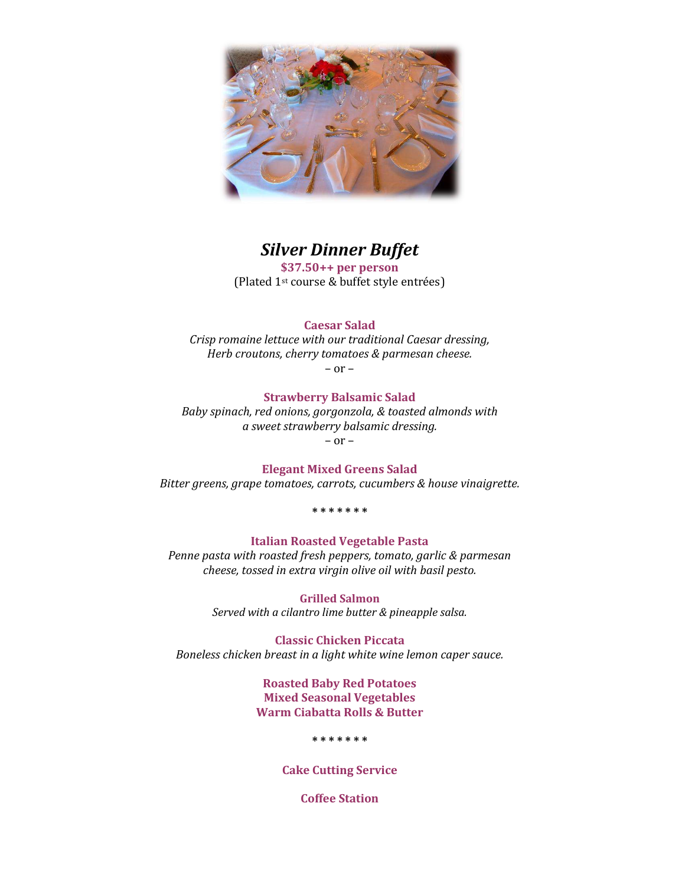# *Silver Dinner Buffet*

**$37.50++ per person**

(Plated 1st course & buffet style entrées)

**Caesar Salad**

*Crisp romaine lettuce with our traditional Caesar dressing,*
*Herb croutons, cherry tomatoes & parmesan cheese.*

– or –

**Strawberry Balsamic Salad**

*Baby spinach, red onions, gorgonzola, & toasted almonds with*
*a sweet strawberry balsamic dressing.*

– or –

**Elegant Mixed Greens Salad**

*Bitter greens, grape tomatoes, carrots, cucumbers & house vinaigrette.*

* * * * * * *

**Italian Roasted Vegetable Pasta**

*Penne pasta with roasted fresh peppers, tomato, garlic & parmesan*
*cheese, tossed in extra virgin olive oil with basil pesto.*

**Grilled Salmon**

*Served with a cilantro lime butter & pineapple salsa.*

**Classic Chicken Piccata**

*Boneless chicken breast in a light white wine lemon caper sauce.*

**Roasted Baby Red Potatoes**
**Mixed Seasonal Vegetables**
**Warm Ciabatta Rolls & Butter**

* * * * * * *

**Cake Cutting Service**

**Coffee Station**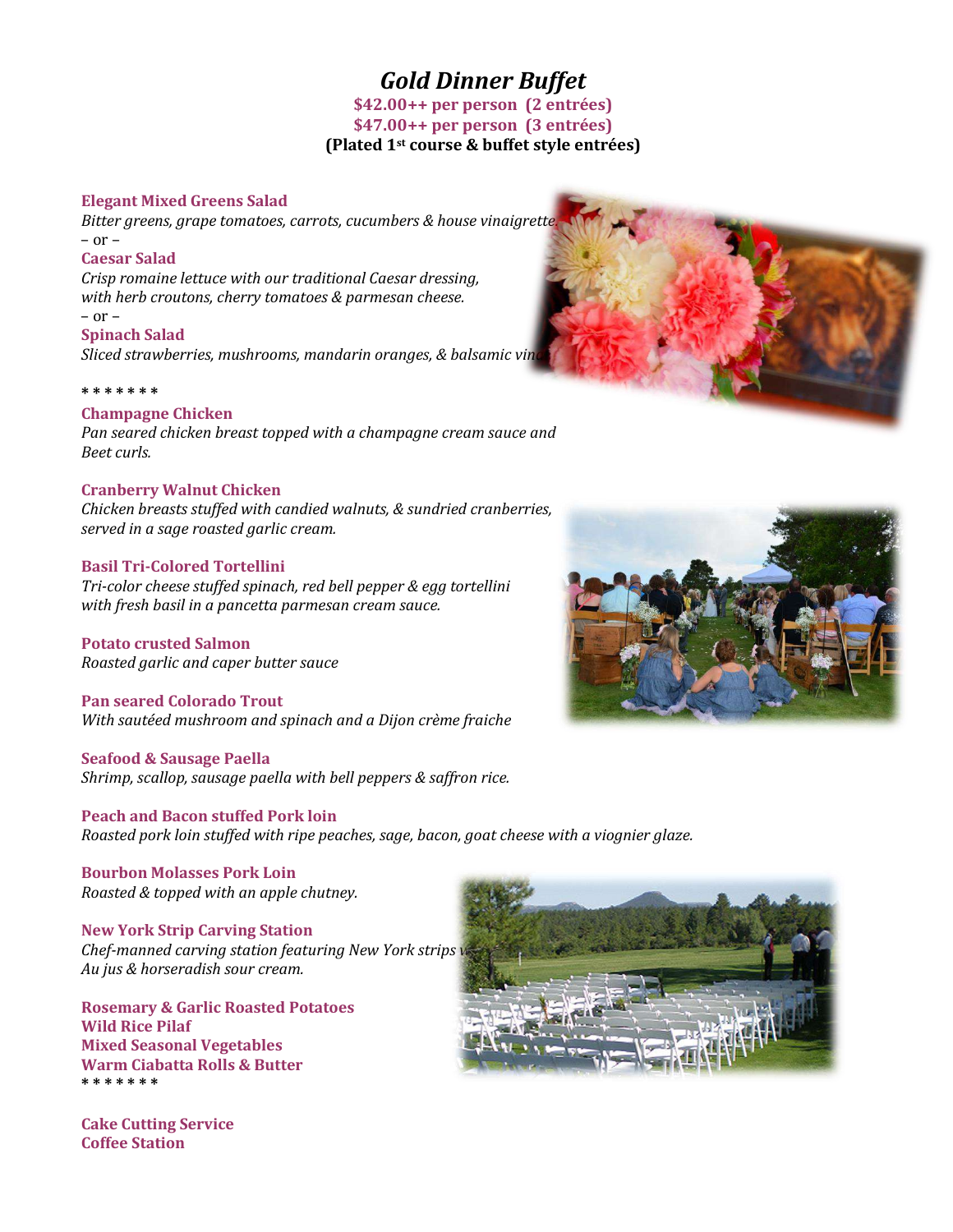# *Gold Dinner Buffet*

**$42.00++ per person (2 entrées)**
**$47.00++ per person (3 entrées)**
**(Plated 1st course & buffet style entrées)**

**Elegant Mixed Greens Salad**
*Bitter greens, grape tomatoes, carrots, cucumbers & house vinaigrette.*
– or –
**Caesar Salad**
*Crisp romaine lettuce with our traditional Caesar dressing, with herb croutons, cherry tomatoes & parmesan cheese.*
– or –
**Spinach Salad**
*Sliced strawberries, mushrooms, mandarin oranges, & balsamic vin*

\* \* \* \* \* \* \*

**Champagne Chicken**
*Pan seared chicken breast topped with a champagne cream sauce and Beet curls.*

**Cranberry Walnut Chicken**
*Chicken breasts stuffed with candied walnuts, & sundried cranberries, served in a sage roasted garlic cream.*

**Basil Tri-Colored Tortellini**
*Tri-color cheese stuffed spinach, red bell pepper & egg tortellini with fresh basil in a pancetta parmesan cream sauce.*

**Potato crusted Salmon**
*Roasted garlic and caper butter sauce*

**Pan seared Colorado Trout**
*With sautéed mushroom and spinach and a Dijon crème fraiche*

**Seafood & Sausage Paella**
*Shrimp, scallop, sausage paella with bell peppers & saffron rice.*

**Peach and Bacon stuffed Pork loin**
*Roasted pork loin stuffed with ripe peaches, sage, bacon, goat cheese with a viognier glaze.*

**Bourbon Molasses Pork Loin**
*Roasted & topped with an apple chutney.*

**New York Strip Carving Station**
*Chef-manned carving station featuring New York strips w Au jus & horseradish sour cream.*

**Rosemary & Garlic Roasted Potatoes**
**Wild Rice Pilaf**
**Mixed Seasonal Vegetables**
**Warm Ciabatta Rolls & Butter**

\* \* \* \* \* \* \*

**Cake Cutting Service**
**Coffee Station**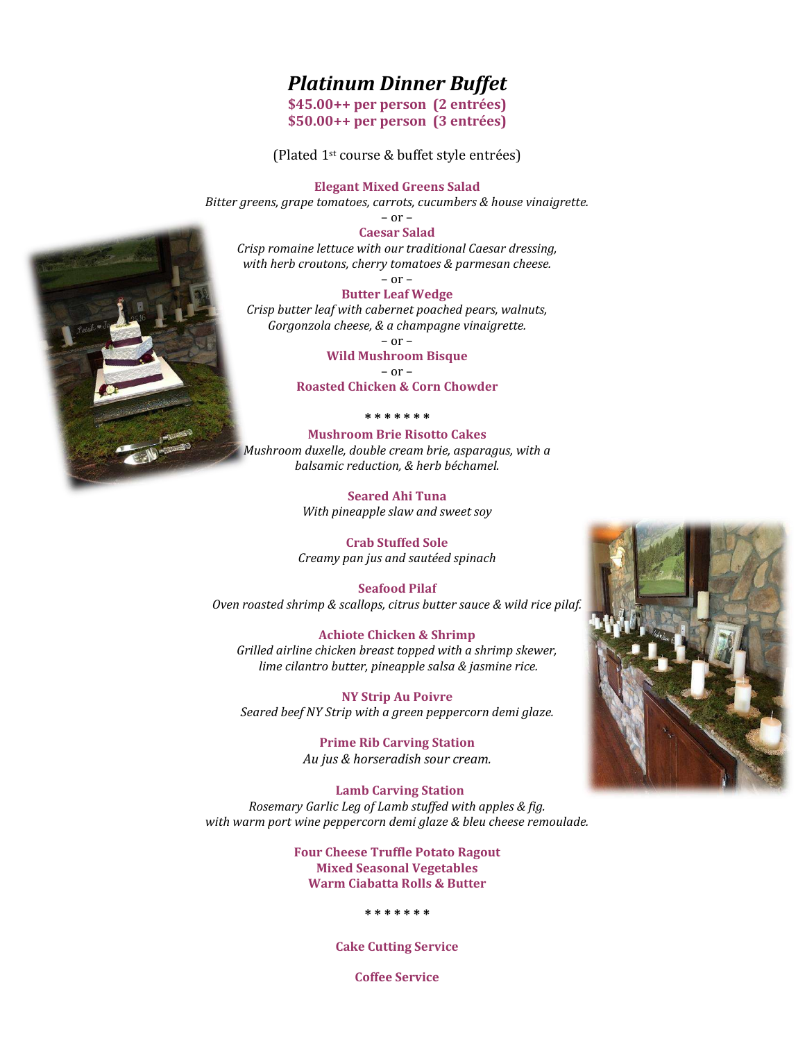# *Platinum Dinner Buffet*

**$45.00++ per person (2 entrées)**
**$50.00++ per person (3 entrées)**

(Plated 1st course & buffet style entrées)

**Elegant Mixed Greens Salad**
*Bitter greens, grape tomatoes, carrots, cucumbers & house vinaigrette.*

– or –

**Caesar Salad**
*Crisp romaine lettuce with our traditional Caesar dressing, with herb croutons, cherry tomatoes & parmesan cheese.*

– or –

**Butter Leaf Wedge**
*Crisp butter leaf with cabernet poached pears, walnuts, Gorgonzola cheese, & a champagne vinaigrette.*

– or –

**Wild Mushroom Bisque**

– or –

**Roasted Chicken & Corn Chowder**

\* \* \* \* \* \* \*

**Mushroom Brie Risotto Cakes**
*Mushroom duxelle, double cream brie, asparagus, with a balsamic reduction, & herb béchamel.*

**Seared Ahi Tuna**
*With pineapple slaw and sweet soy*

**Crab Stuffed Sole**
*Creamy pan jus and sautéed spinach*

**Seafood Pilaf**
*Oven roasted shrimp & scallops, citrus butter sauce & wild rice pilaf.*

**Achiote Chicken & Shrimp**
*Grilled airline chicken breast topped with a shrimp skewer, lime cilantro butter, pineapple salsa & jasmine rice.*

**NY Strip Au Poivre**
*Seared beef NY Strip with a green peppercorn demi glaze.*

**Prime Rib Carving Station**
*Au jus & horseradish sour cream.*

**Lamb Carving Station**
*Rosemary Garlic Leg of Lamb stuffed with apples & fig. with warm port wine peppercorn demi glaze & bleu cheese remoulade.*

**Four Cheese Truffle Potato Ragout**
**Mixed Seasonal Vegetables**
**Warm Ciabatta Rolls & Butter**

\* \* \* \* \* \* \*

**Cake Cutting Service**

**Coffee Service**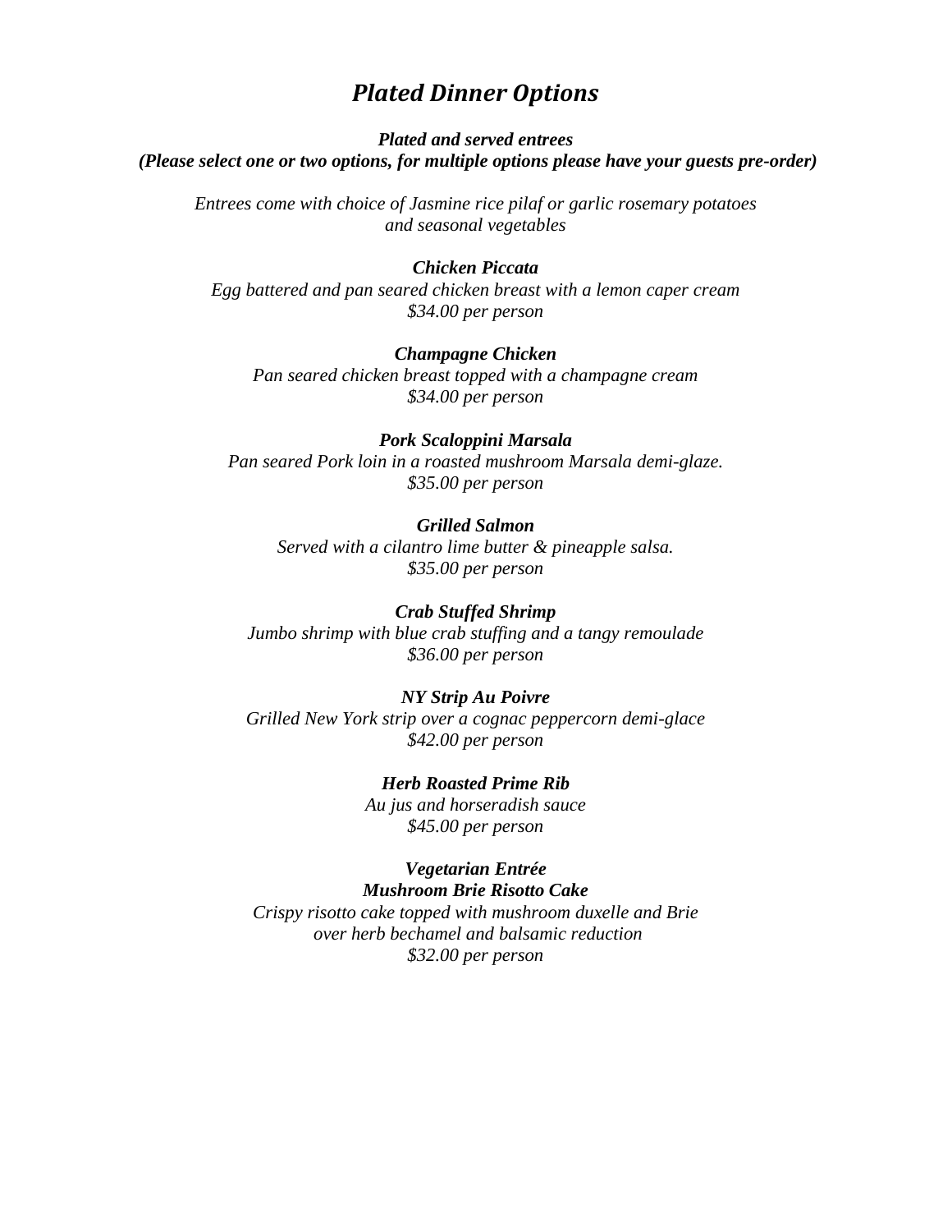# *Plated Dinner Options*

***Plated and served entrees***
***(Please select one or two options, for multiple options please have your guests pre-order)***

*Entrees come with choice of Jasmine rice pilaf or garlic rosemary potatoes and seasonal vegetables*

***Chicken Piccata***
*Egg battered and pan seared chicken breast with a lemon caper cream*
*$34.00 per person*

***Champagne Chicken***
*Pan seared chicken breast topped with a champagne cream*
*$34.00 per person*

***Pork Scaloppini Marsala***
*Pan seared Pork loin in a roasted mushroom Marsala demi-glaze.*
*$35.00 per person*

***Grilled Salmon***
*Served with a cilantro lime butter & pineapple salsa.*
*$35.00 per person*

***Crab Stuffed Shrimp***
*Jumbo shrimp with blue crab stuffing and a tangy remoulade*
*$36.00 per person*

***NY Strip Au Poivre***
*Grilled New York strip over a cognac peppercorn demi-glace*
*$42.00 per person*

***Herb Roasted Prime Rib***
*Au jus and horseradish sauce*
*$45.00 per person*

***Vegetarian Entrée***
***Mushroom Brie Risotto Cake***
*Crispy risotto cake topped with mushroom duxelle and Brie over herb bechamel and balsamic reduction*
*$32.00 per person*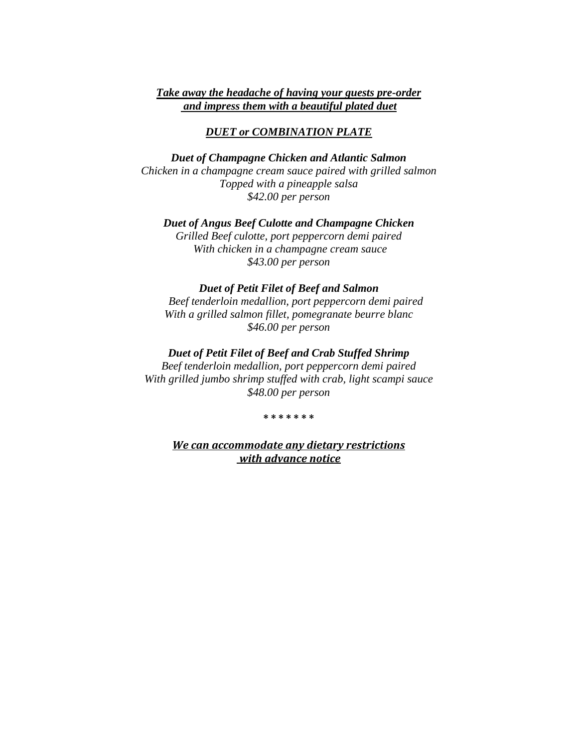***Take away the headache of having your guests pre-order and impress them with a beautiful plated duet***

## ***DUET or COMBINATION PLATE***

***Duet of Champagne Chicken and Atlantic Salmon***

*Chicken in a champagne cream sauce paired with grilled salmon*
*Topped with a pineapple salsa*
*$42.00 per person*

***Duet of Angus Beef Culotte and Champagne Chicken***

*Grilled Beef culotte, port peppercorn demi paired*
*With chicken in a champagne cream sauce*
*$43.00 per person*

***Duet of Petit Filet of Beef and Salmon***

*Beef tenderloin medallion, port peppercorn demi paired*
*With a grilled salmon fillet, pomegranate beurre blanc*
*$46.00 per person*

***Duet of Petit Filet of Beef and Crab Stuffed Shrimp***

*Beef tenderloin medallion, port peppercorn demi paired*
*With grilled jumbo shrimp stuffed with crab, light scampi sauce*
*$48.00 per person*

\* \* \* \* \* \* \*

***We can accommodate any dietary restrictions with advance notice***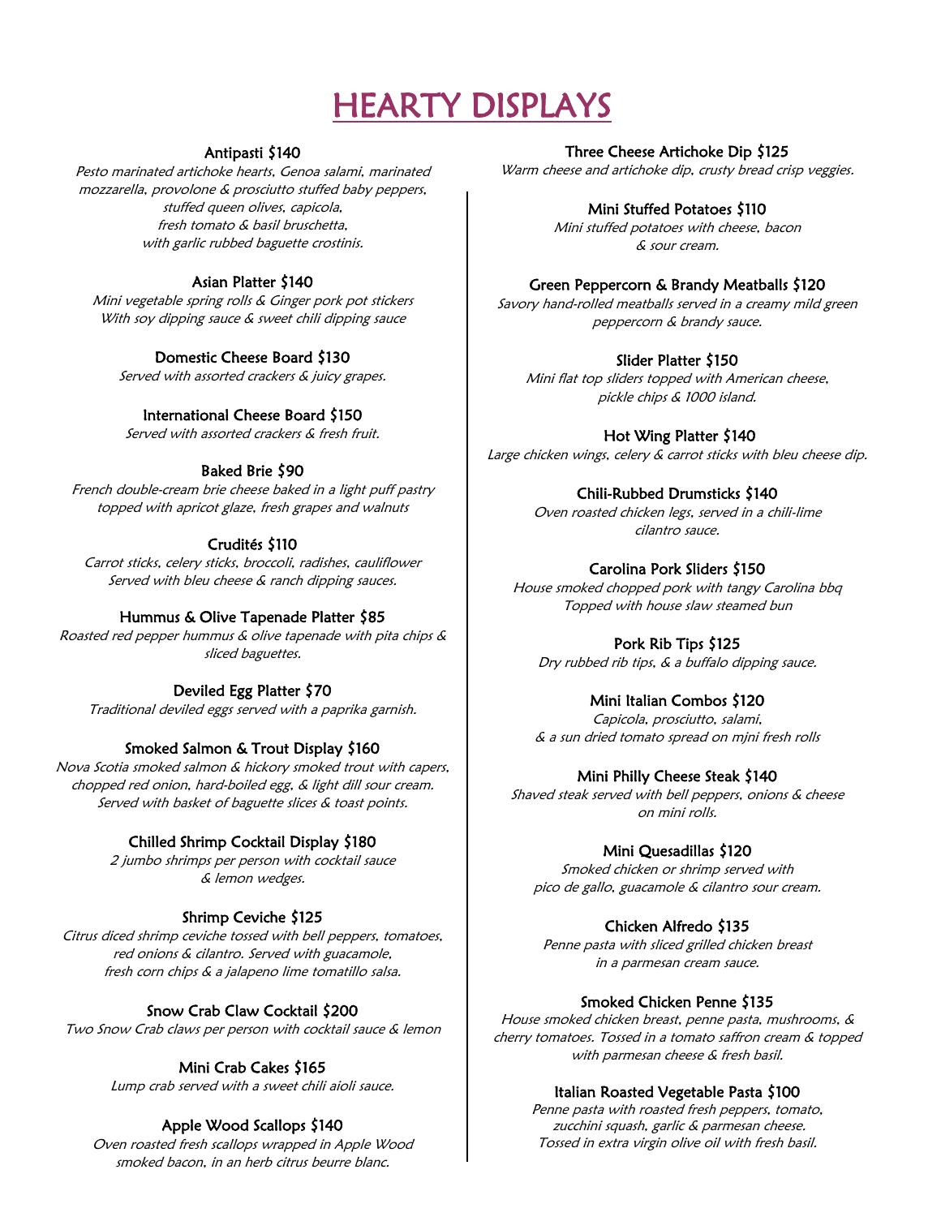# HEARTY DISPLAYS

### Antipasti $140

*Pesto marinated artichoke hearts, Genoa salami, marinated mozzarella, provolone & prosciutto stuffed baby peppers, stuffed queen olives, capicola, fresh tomato & basil bruschetta, with garlic rubbed baguette crostinis.*

### Asian Platter $140

*Mini vegetable spring rolls & Ginger pork pot stickers With soy dipping sauce & sweet chili dipping sauce*

### Domestic Cheese Board $130

*Served with assorted crackers & juicy grapes.*

### International Cheese Board $150

*Served with assorted crackers & fresh fruit.*

### Baked Brie $90

*French double-cream brie cheese baked in a light puff pastry topped with apricot glaze, fresh grapes and walnuts*

### Crudités $110

*Carrot sticks, celery sticks, broccoli, radishes, cauliflower Served with bleu cheese & ranch dipping sauces.*

### Hummus & Olive Tapenade Platter $85

*Roasted red pepper hummus & olive tapenade with pita chips & sliced baguettes.*

### Deviled Egg Platter $70

*Traditional deviled eggs served with a paprika garnish.*

### Smoked Salmon & Trout Display $160

*Nova Scotia smoked salmon & hickory smoked trout with capers, chopped red onion, hard-boiled egg, & light dill sour cream. Served with basket of baguette slices & toast points.*

### Chilled Shrimp Cocktail Display $180

*2 jumbo shrimps per person with cocktail sauce & lemon wedges.*

### Shrimp Ceviche $125

*Citrus diced shrimp ceviche tossed with bell peppers, tomatoes, red onions & cilantro. Served with guacamole, fresh corn chips & a jalapeno lime tomatillo salsa.*

### Snow Crab Claw Cocktail $200

*Two Snow Crab claws per person with cocktail sauce & lemon*

### Mini Crab Cakes $165

*Lump crab served with a sweet chili aioli sauce.*

### Apple Wood Scallops $140

*Oven roasted fresh scallops wrapped in Apple Wood smoked bacon, in an herb citrus beurre blanc.*

### Three Cheese Artichoke Dip $125

*Warm cheese and artichoke dip, crusty bread crisp veggies.*

### Mini Stuffed Potatoes $110

*Mini stuffed potatoes with cheese, bacon & sour cream.*

### Green Peppercorn & Brandy Meatballs $120

*Savory hand-rolled meatballs served in a creamy mild green peppercorn & brandy sauce.*

### Slider Platter $150

*Mini flat top sliders topped with American cheese, pickle chips & 1000 island.*

### Hot Wing Platter $140

*Large chicken wings, celery & carrot sticks with bleu cheese dip.*

### Chili-Rubbed Drumsticks $140

*Oven roasted chicken legs, served in a chili-lime cilantro sauce.*

### Carolina Pork Sliders $150

*House smoked chopped pork with tangy Carolina bbq Topped with house slaw steamed bun*

### Pork Rib Tips $125

*Dry rubbed rib tips, & a buffalo dipping sauce.*

### Mini Italian Combos $120

*Capicola, prosciutto, salami, & a sun dried tomato spread on mjni fresh rolls*

### Mini Philly Cheese Steak $140

*Shaved steak served with bell peppers, onions & cheese on mini rolls.*

### Mini Quesadillas $120

*Smoked chicken or shrimp served with pico de gallo, guacamole & cilantro sour cream.*

### Chicken Alfredo $135

*Penne pasta with sliced grilled chicken breast in a parmesan cream sauce.*

### Smoked Chicken Penne $135

*House smoked chicken breast, penne pasta, mushrooms, & cherry tomatoes. Tossed in a tomato saffron cream & topped with parmesan cheese & fresh basil.*

### Italian Roasted Vegetable Pasta $100

*Penne pasta with roasted fresh peppers, tomato, zucchini squash, garlic & parmesan cheese. Tossed in extra virgin olive oil with fresh basil.*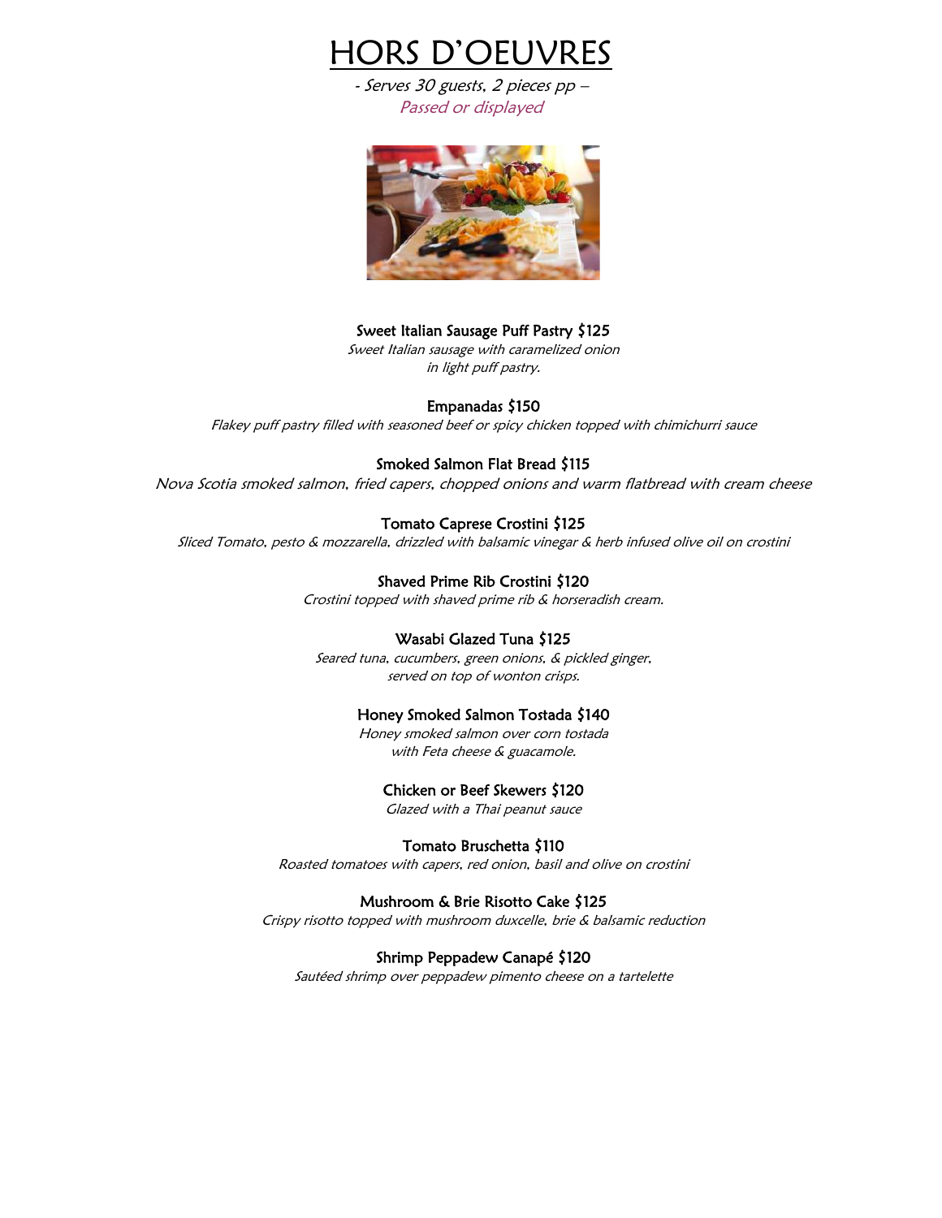# HORS D'OEUVRES

*- Serves 30 guests, 2 pieces pp –*
*Passed or displayed*

**Sweet Italian Sausage Puff Pastry $125**
*Sweet Italian sausage with caramelized onion in light puff pastry.*

**Empanadas $150**
*Flakey puff pastry filled with seasoned beef or spicy chicken topped with chimichurri sauce*

**Smoked Salmon Flat Bread $115**
*Nova Scotia smoked salmon, fried capers, chopped onions and warm flatbread with cream cheese*

**Tomato Caprese Crostini $125**
*Sliced Tomato, pesto & mozzarella, drizzled with balsamic vinegar & herb infused olive oil on crostini*

**Shaved Prime Rib Crostini $120**
*Crostini topped with shaved prime rib & horseradish cream.*

**Wasabi Glazed Tuna $125**
*Seared tuna, cucumbers, green onions, & pickled ginger, served on top of wonton crisps.*

**Honey Smoked Salmon Tostada $140**
*Honey smoked salmon over corn tostada with Feta cheese & guacamole.*

**Chicken or Beef Skewers $120**
*Glazed with a Thai peanut sauce*

**Tomato Bruschetta $110**
*Roasted tomatoes with capers, red onion, basil and olive on crostini*

**Mushroom & Brie Risotto Cake $125**
*Crispy risotto topped with mushroom duxcelle, brie & balsamic reduction*

**Shrimp Peppadew Canapé $120**
*Sautéed shrimp over peppadew pimento cheese on a tartelette*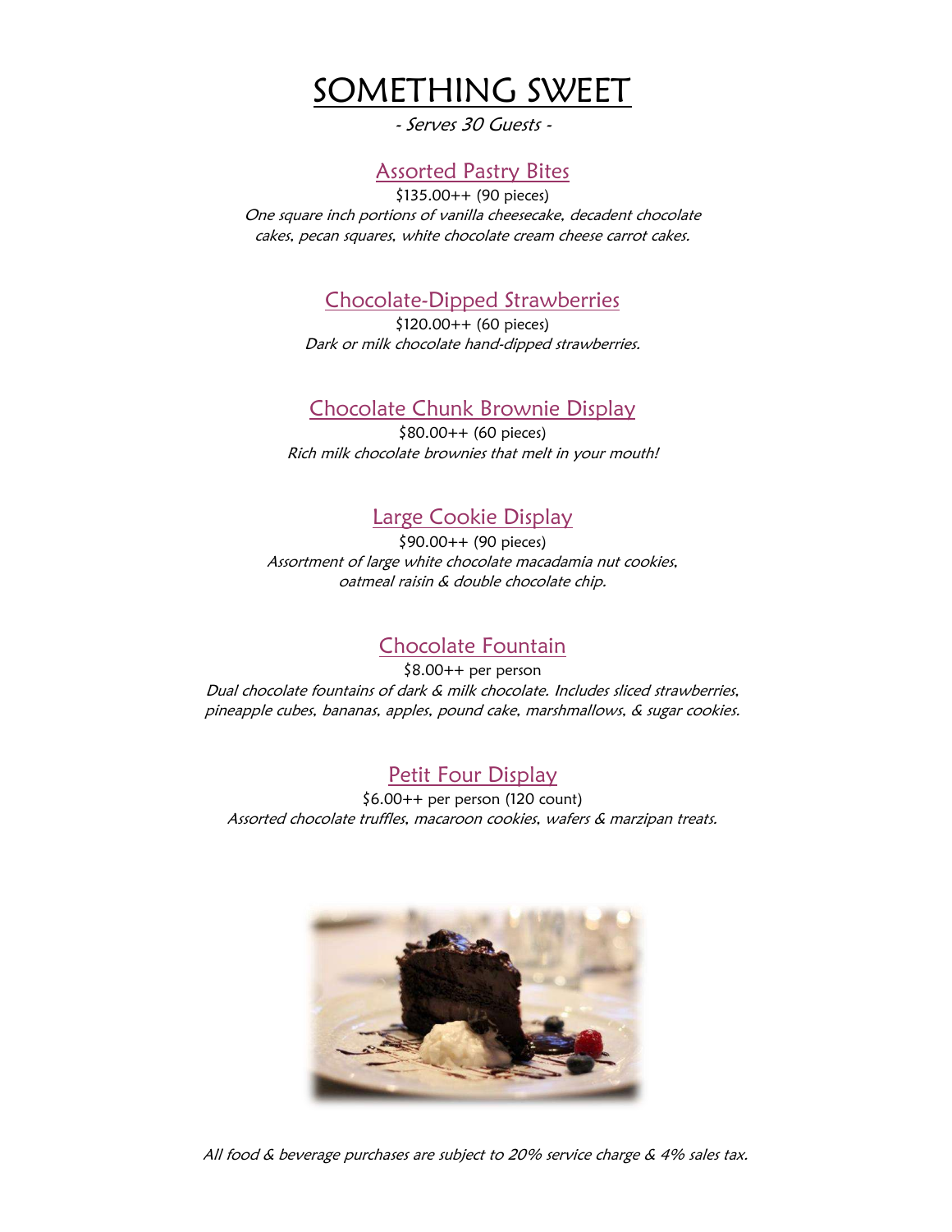# SOMETHING SWEET

*- Serves 30 Guests -*

## Assorted Pastry Bites

$135.00++ (90 pieces)

*One square inch portions of vanilla cheesecake, decadent chocolate cakes, pecan squares, white chocolate cream cheese carrot cakes.*

## Chocolate-Dipped Strawberries

$120.00++ (60 pieces)

*Dark or milk chocolate hand-dipped strawberries.*

## Chocolate Chunk Brownie Display

$80.00++ (60 pieces)

*Rich milk chocolate brownies that melt in your mouth!*

## Large Cookie Display

$90.00++ (90 pieces)

*Assortment of large white chocolate macadamia nut cookies, oatmeal raisin & double chocolate chip.*

## Chocolate Fountain

$8.00++ per person

*Dual chocolate fountains of dark & milk chocolate. Includes sliced strawberries, pineapple cubes, bananas, apples, pound cake, marshmallows, & sugar cookies.*

## Petit Four Display

$6.00++ per person (120 count)

*Assorted chocolate truffles, macaroon cookies, wafers & marzipan treats.*

*All food & beverage purchases are subject to 20% service charge & 4% sales tax.*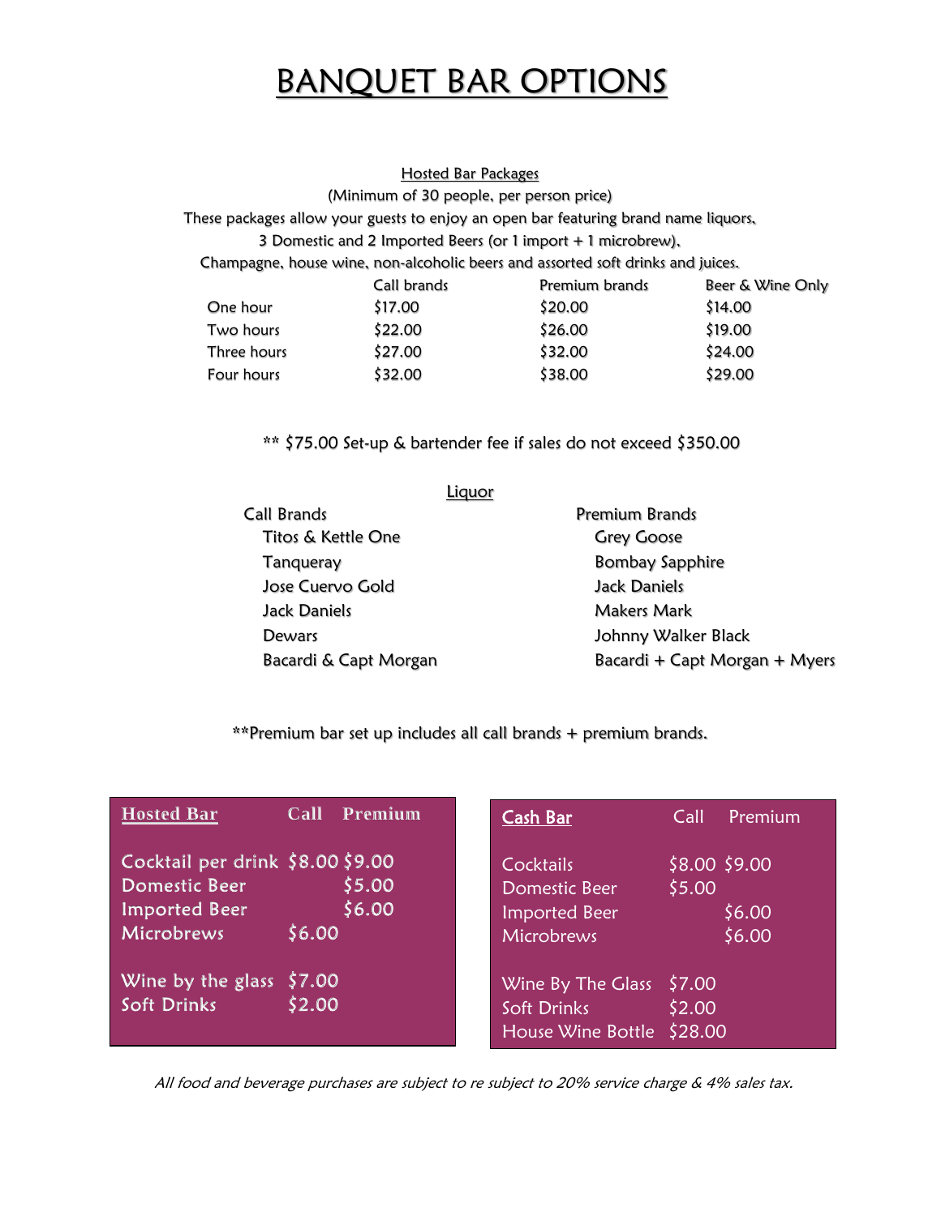# BANQUET BAR OPTIONS

## Hosted Bar Packages

(Minimum of 30 people, per person price)

These packages allow your guests to enjoy an open bar featuring brand name liquors,
3 Domestic and 2 Imported Beers (or 1 import + 1 microbrew),
Champagne, house wine, non-alcoholic beers and assorted soft drinks and juices.

| | Call brands | Premium brands | Beer & Wine Only |
|---|---|---|---|
| One hour | $17.00 | $20.00 | $14.00 |
| Two hours | $22.00 | $26.00 | $19.00 |
| Three hours | $27.00 | $32.00 | $24.00 |
| Four hours | $32.00 | $38.00 | $29.00 |

** $75.00 Set-up & bartender fee if sales do not exceed $350.00

## Liquor

| Call Brands | Premium Brands |
|---|---|
| Titos & Kettle One | Grey Goose |
| Tanqueray | Bombay Sapphire |
| Jose Cuervo Gold | Jack Daniels |
| Jack Daniels | Makers Mark |
| Dewars | Johnny Walker Black |
| Bacardi & Capt Morgan | Bacardi + Capt Morgan + Myers |

**Premium bar set up includes all call brands + premium brands.

| Hosted Bar | Call | Premium |
|---|---|---|
| Cocktail per drink | $8.00 | $9.00 |
| Domestic Beer | | $5.00 |
| Imported Beer | | $6.00 |
| Microbrews | $6.00 | |
| Wine by the glass | $7.00 | |
| Soft Drinks | $2.00 | |

| Cash Bar | Call | Premium |
|---|---|---|
| Cocktails | $8.00 | $9.00 |
| Domestic Beer | $5.00 | |
| Imported Beer | | $6.00 |
| Microbrews | | $6.00 |
| Wine By The Glass | $7.00 | |
| Soft Drinks | $2.00 | |
| House Wine Bottle | $28.00 | |

*All food and beverage purchases are subject to re subject to 20% service charge & 4% sales tax.*